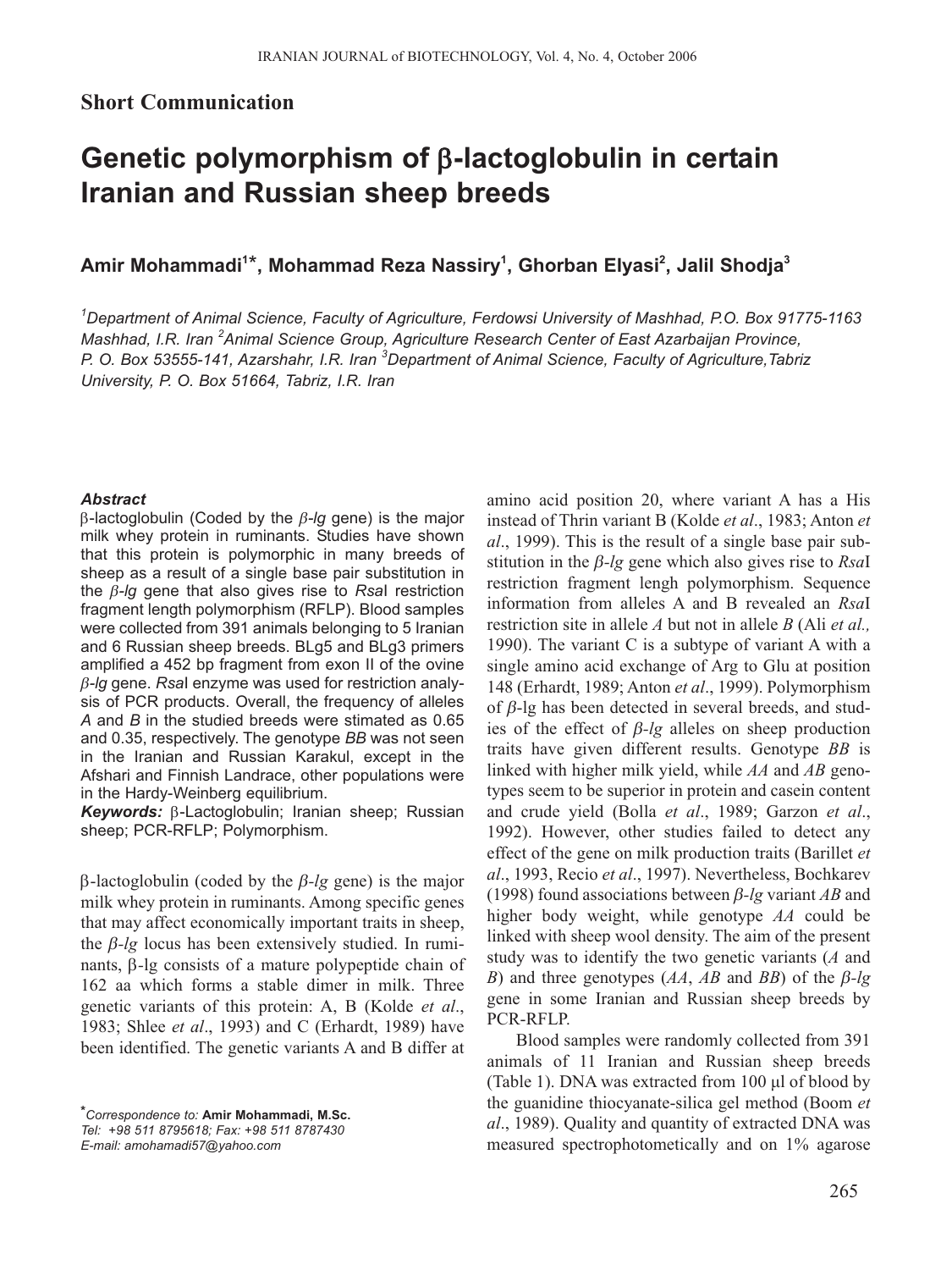**Short Communication**

# Genetic polymorphism of β-lactoglobulin in certain Iranian and Russian sheep breeds

**Amir Mohammadi[1*], Mohammad Reza Nassiry[1], Ghorban Elyasi[2], Jalil Shodja[3]**

*[1]Department of Animal Science, Faculty of Agriculture, Ferdowsi University of Mashhad, P.O. Box 91775-1163 Mashhad, I.R. Iran [2]Animal Science Group, Agriculture Research Center of East Azarbaijan Province, P. O. Box 53555-141, Azarshahr, I.R. Iran [3]Department of Animal Science, Faculty of Agriculture,Tabriz University, P. O. Box 51664, Tabriz, I.R. Iran*

***Abstract***

β-lactoglobulin (Coded by the *β-lg* gene) is the major milk whey protein in ruminants. Studies have shown that this protein is polymorphic in many breeds of sheep as a result of a single base pair substitution in the *β-lg* gene that also gives rise to *Rsa*I restriction fragment length polymorphism (RFLP). Blood samples were collected from 391 animals belonging to 5 Iranian and 6 Russian sheep breeds. BLg5 and BLg3 primers amplified a 452 bp fragment from exon II of the ovine *β-lg* gene. *Rsa*I enzyme was used for restriction analysis of PCR products. Overall, the frequency of alleles *A* and *B* in the studied breeds were stimated as 0.65 and 0.35, respectively. The genotype *BB* was not seen in the Iranian and Russian Karakul, except in the Afshari and Finnish Landrace, other populations were in the Hardy-Weinberg equilibrium.

***Keywords:*** β-Lactoglobulin; Iranian sheep; Russian sheep; PCR-RFLP; Polymorphism.

β-lactoglobulin (coded by the *β-lg* gene) is the major milk whey protein in ruminants. Among specific genes that may affect economically important traits in sheep, the *β-lg* locus has been extensively studied. In ruminants, β-lg consists of a mature polypeptide chain of 162 aa which forms a stable dimer in milk. Three genetic variants of this protein: A, B (Kolde *et al*., 1983; Shlee *et al*., 1993) and C (Erhardt, 1989) have been identified. The genetic variants A and B differ at amino acid position 20, where variant A has a His instead of Thrin variant B (Kolde *et al*., 1983; Anton *et al*., 1999). This is the result of a single base pair substitution in the *β-lg* gene which also gives rise to *Rsa*I restriction fragment lengh polymorphism. Sequence information from alleles A and B revealed an *Rsa*I restriction site in allele *A* but not in allele *B* (Ali *et al.,* 1990). The variant C is a subtype of variant A with a single amino acid exchange of Arg to Glu at position 148 (Erhardt, 1989; Anton *et al*., 1999). Polymorphism of *β-lg* has been detected in several breeds, and studies of the effect of *β-lg* alleles on sheep production traits have given different results. Genotype *BB* is linked with higher milk yield, while *AA* and *AB* genotypes seem to be superior in protein and casein content and crude yield (Bolla *et al*., 1989; Garzon *et al*., 1992). However, other studies failed to detect any effect of the gene on milk production traits (Barillet *et al*., 1993, Recio *et al*., 1997). Nevertheless, Bochkarev (1998) found associations between *β-lg* variant *AB* and higher body weight, while genotype *AA* could be linked with sheep wool density. The aim of the present study was to identify the two genetic variants (*A* and *B*) and three genotypes (*AA*, *AB* and *BB*) of the *β-lg* gene in some Iranian and Russian sheep breeds by PCR-RFLP.

Blood samples were randomly collected from 391 animals of 11 Iranian and Russian sheep breeds (Table 1). DNA was extracted from 100 μl of blood by the guanidine thiocyanate-silica gel method (Boom *et al*., 1989). Quality and quantity of extracted DNA was measured spectrophotometrically and on 1% agarose

*Correspondence to: **Amir Mohammadi, M.Sc.**
*Tel: +98 511 8795618; Fax: +98 511 8787430*
*E-mail: amohamadi57@yahoo.com*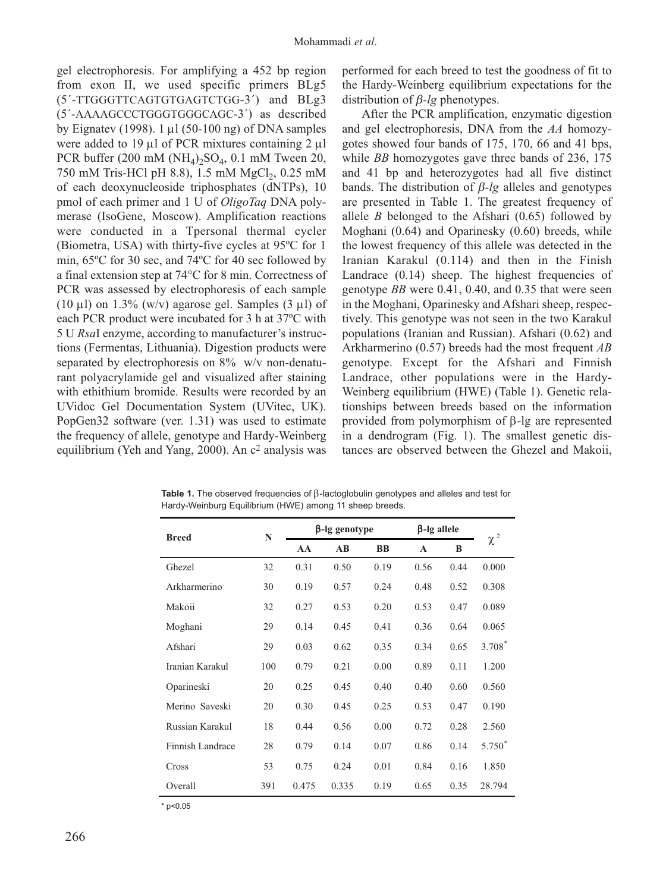gel electrophoresis. For amplifying a 452 bp region from exon II, we used specific primers BLg5 (5´-TTGGGTTCAGTGTGAGTCTGG-3´) and BLg3 (5´-AAAAGCCCTGGGTGGGCAGC-3´) as described by Eignatev (1998). 1 µl (50-100 ng) of DNA samples were added to 19 µl of PCR mixtures containing 2 µl PCR buffer (200 mM $(NH_4)_2SO_4$, 0.1 mM Tween 20, 750 mM Tris-HCl pH 8.8), 1.5 mM $MgCl_2$, 0.25 mM of each deoxynucleoside triphosphates (dNTPs), 10 pmol of each primer and 1 U of *OligoTaq* DNA polymerase (IsoGene, Moscow). Amplification reactions were conducted in a Tpersonal thermal cycler (Biometra, USA) with thirty-five cycles at 95ºC for 1 min, 65ºC for 30 sec, and 74ºC for 40 sec followed by a final extension step at 74°C for 8 min. Correctness of PCR was assessed by electrophoresis of each sample (10 µl) on 1.3% (w/v) agarose gel. Samples (3 µl) of each PCR product were incubated for 3 h at 37ºC with 5 U *Rsa*I enzyme, according to manufacturer's instructions (Fermentas, Lithuania). Digestion products were separated by electrophoresis on 8% w/v non-denaturant polyacrylamide gel and visualized after staining with ethithium bromide. Results were recorded by an UVidoc Gel Documentation System (UVitec, UK). PopGen32 software (ver. 1.31) was used to estimate the frequency of allele, genotype and Hardy-Weinberg equilibrium (Yeh and Yang, 2000). An $c^2$ analysis was performed for each breed to test the goodness of fit to the Hardy-Weinberg equilibrium expectations for the distribution of *β-lg* phenotypes.

After the PCR amplification, enzymatic digestion and gel electrophoresis, DNA from the *AA* homozygotes showed four bands of 175, 170, 66 and 41 bps, while *BB* homozygotes gave three bands of 236, 175 and 41 bp and heterozygotes had all five distinct bands. The distribution of *β-lg* alleles and genotypes are presented in Table 1. The greatest frequency of allele *B* belonged to the Afshari (0.65) followed by Moghani (0.64) and Oparinesky (0.60) breeds, while the lowest frequency of this allele was detected in the Iranian Karakul (0.114) and then in the Finish Landrace (0.14) sheep. The highest frequencies of genotype *BB* were 0.41, 0.40, and 0.35 that were seen in the Moghani, Oparinesky and Afshari sheep, respectively. This genotype was not seen in the two Karakul populations (Iranian and Russian). Afshari (0.62) and Arkharmerino (0.57) breeds had the most frequent *AB* genotype. Except for the Afshari and Finnish Landrace, other populations were in the Hardy-Weinberg equilibrium (HWE) (Table 1). Genetic relationships between breeds based on the information provided from polymorphism of β-lg are represented in a dendrogram (Fig. 1). The smallest genetic distances are observed between the Ghezel and Makoii,

**Table 1.** The observed frequencies of β-lactoglobulin genotypes and alleles and test for Hardy-Weinburg Equilibrium (HWE) among 11 sheep breeds.

| Breed | N | β-lg genotype | | | β-lg allele | | $\chi^2$ |
|---|---|---|---|---|---|---|---|
| | | AA | AB | BB | A | B | |
| Ghezel | 32 | 0.31 | 0.50 | 0.19 | 0.56 | 0.44 | 0.000 |
| Arkharmerino | 30 | 0.19 | 0.57 | 0.24 | 0.48 | 0.52 | 0.308 |
| Makoii | 32 | 0.27 | 0.53 | 0.20 | 0.53 | 0.47 | 0.089 |
| Moghani | 29 | 0.14 | 0.45 | 0.41 | 0.36 | 0.64 | 0.065 |
| Afshari | 29 | 0.03 | 0.62 | 0.35 | 0.34 | 0.65 | 3.708* |
| Iranian Karakul | 100 | 0.79 | 0.21 | 0.00 | 0.89 | 0.11 | 1.200 |
| Oparineski | 20 | 0.25 | 0.45 | 0.40 | 0.40 | 0.60 | 0.560 |
| Merino Saveski | 20 | 0.30 | 0.45 | 0.25 | 0.53 | 0.47 | 0.190 |
| Russian Karakul | 18 | 0.44 | 0.56 | 0.00 | 0.72 | 0.28 | 2.560 |
| Finnish Landrace | 28 | 0.79 | 0.14 | 0.07 | 0.86 | 0.14 | 5.750* |
| Cross | 53 | 0.75 | 0.24 | 0.01 | 0.84 | 0.16 | 1.850 |
| Overall | 391 | 0.475 | 0.335 | 0.19 | 0.65 | 0.35 | 28.794 |

* $p<0.05$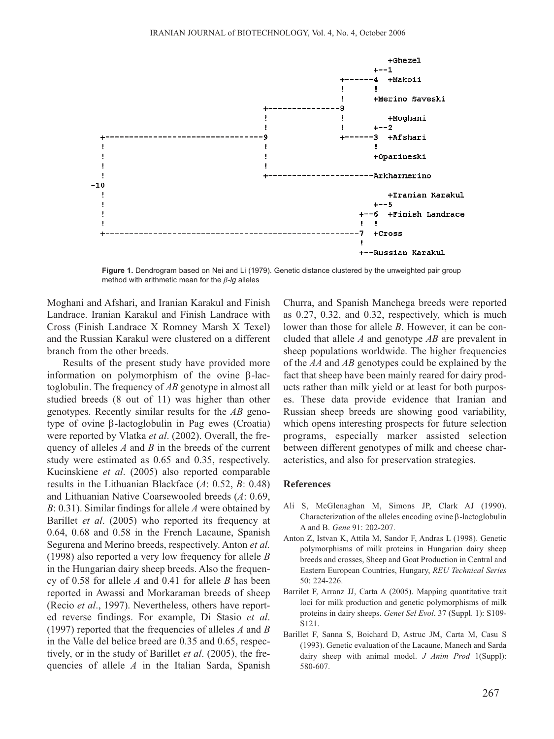```
                                                      +Ghezel
                                                   +--1
                                            +------4  +Makoii
                                            !      !
                                            !      +Merino Saveski
                              +-------------8
                              !             !         +Moghani
                              !             !      +--2
      +-------------------------9           +------3  +Afshari
      !                       !                    !
      !                       !                    +Oparineski
      !                       !
      !                       +---------------------Arkharmerino
-10
      !                                               +Iranian Karakul
      !                                            +--5
      !                                         +--6  +Finish Landrace
      !                                         !  !
      +-----------------------------------------7  +Cross
                                                !
                                                +--Russian Karakul
```

**Figure 1.** Dendrogram based on Nei and Li (1979). Genetic distance clustered by the unweighted pair group method with arithmetic mean for the *β-lg* alleles

Moghani and Afshari, and Iranian Karakul and Finish Landrace. Iranian Karakul and Finish Landrace with Cross (Finish Landrace X Romney Marsh X Texel) and the Russian Karakul were clustered on a different branch from the other breeds.

Results of the present study have provided more information on polymorphism of the ovine β-lactoglobulin. The frequency of *AB* genotype in almost all studied breeds (8 out of 11) was higher than other genotypes. Recently similar results for the *AB* genotype of ovine β-lactoglobulin in Pag ewes (Croatia) were reported by Vlatka *et al*. (2002). Overall, the frequency of alleles *A* and *B* in the breeds of the current study were estimated as 0.65 and 0.35, respectively. Kucinskiene *et al*. (2005) also reported comparable results in the Lithuanian Blackface (*A*: 0.52, *B*: 0.48) and Lithuanian Native Coarsewooled breeds (*A*: 0.69, *B*: 0.31). Similar findings for allele *A* were obtained by Barillet *et al*. (2005) who reported its frequency at 0.64, 0.68 and 0.58 in the French Lacaune, Spanish Segurena and Merino breeds, respectively. Anton *et al.* (1998) also reported a very low frequency for allele *B* in the Hungarian dairy sheep breeds. Also the frequency of 0.58 for allele *A* and 0.41 for allele *B* has been reported in Awassi and Morkaraman breeds of sheep (Recio *et al*., 1997). Nevertheless, others have reported reverse findings. For example, Di Stasio *et al*. (1997) reported that the frequencies of alleles *A* and *B* in the Valle del belice breed are 0.35 and 0.65, respectively, or in the study of Barillet *et al*. (2005), the frequencies of allele *A* in the Italian Sarda, Spanish Churra, and Spanish Manchega breeds were reported as 0.27, 0.32, and 0.32, respectively, which is much lower than those for allele *B*. However, it can be concluded that allele *A* and genotype *AB* are prevalent in sheep populations worldwide. The higher frequencies of the *AA* and *AB* genotypes could be explained by the fact that sheep have been mainly reared for dairy products rather than milk yield or at least for both purposes. These data provide evidence that Iranian and Russian sheep breeds are showing good variability, which opens interesting prospects for future selection programs, especially marker assisted selection between different genotypes of milk and cheese characteristics, and also for preservation strategies.

## References

Ali S, McGlenaghan M, Simons JP, Clark AJ (1990). Characterization of the alleles encoding ovine β-lactoglobulin A and B. *Gene* 91: 202-207.

Anton Z, Istvan K, Attila M, Sandor F, Andras L (1998). Genetic polymorphisms of milk proteins in Hungarian dairy sheep breeds and crosses, Sheep and Goat Production in Central and Eastern European Countries, Hungary, *REU Technical Series* 50: 224-226.

Barrilet F, Arranz JJ, Carta A (2005). Mapping quantitative trait loci for milk production and genetic polymorphisms of milk proteins in dairy sheeps. *Genet Sel Evol*. 37 (Suppl. 1): S109-S121.

Barillet F, Sanna S, Boichard D, Astruc JM, Carta M, Casu S (1993). Genetic evaluation of the Lacaune, Manech and Sarda dairy sheep with animal model. *J Anim Prod* 1(Suppl): 580-607.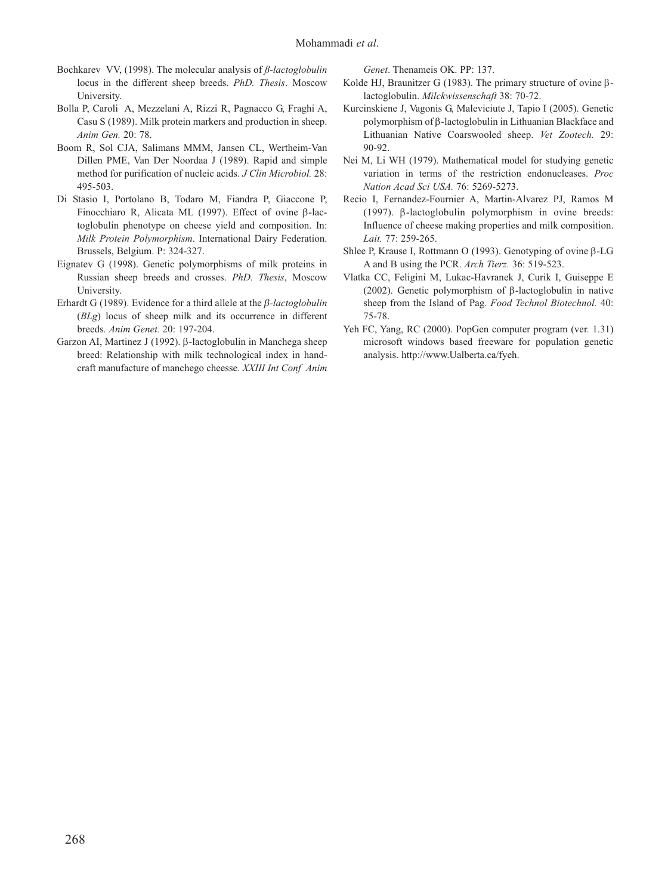Bochkarev VV, (1998). The molecular analysis of *β-lactoglobulin* locus in the different sheep breeds. *PhD. Thesis*. Moscow University.

Bolla P, Caroli A, Mezzelani A, Rizzi R, Pagnacco G, Fraghi A, Casu S (1989). Milk protein markers and production in sheep. *Anim Gen.* 20: 78.

Boom R, Sol CJA, Salimans MMM, Jansen CL, Wertheim-Van Dillen PME, Van Der Noordaa J (1989). Rapid and simple method for purification of nucleic acids. *J Clin Microbiol.* 28: 495-503.

Di Stasio I, Portolano B, Todaro M, Fiandra P, Giaccone P, Finocchiaro R, Alicata ML (1997). Effect of ovine β-lactoglobulin phenotype on cheese yield and composition. In: *Milk Protein Polymorphism*. International Dairy Federation. Brussels, Belgium. P: 324-327.

Eignatev G (1998). Genetic polymorphisms of milk proteins in Russian sheep breeds and crosses. *PhD. Thesis*, Moscow University.

Erhardt G (1989). Evidence for a third allele at the *β-lactoglobulin* (*BLg*) locus of sheep milk and its occurrence in different breeds. *Anim Genet.* 20: 197-204.

Garzon AI, Martinez J (1992). β-lactoglobulin in Manchega sheep breed: Relationship with milk technological index in handcraft manufacture of manchego cheesse. *XXIII Int Conf Anim Genet*. Thenameis OK. PP: 137.

Kolde HJ, Braunitzer G (1983). The primary structure of ovine β-lactoglobulin. *Milckwissenschaft* 38: 70-72.

Kurcinskiene J, Vagonis G, Maleviciute J, Tapio I (2005). Genetic polymorphism of β-lactoglobulin in Lithuanian Blackface and Lithuanian Native Coarswooled sheep. *Vet Zootech.* 29: 90-92.

Nei M, Li WH (1979). Mathematical model for studying genetic variation in terms of the restriction endonucleases. *Proc Nation Acad Sci USA.* 76: 5269-5273.

Recio I, Fernandez-Fournier A, Martin-Alvarez PJ, Ramos M (1997). β-lactoglobulin polymorphism in ovine breeds: Influence of cheese making properties and milk composition. *Lait.* 77: 259-265.

Shlee P, Krause I, Rottmann O (1993). Genotyping of ovine β-LG A and B using the PCR. *Arch Tierz.* 36: 519-523.

Vlatka CC, Feligini M, Lukac-Havranek J, Curik I, Guiseppe E (2002). Genetic polymorphism of β-lactoglobulin in native sheep from the Island of Pag. *Food Technol Biotechnol.* 40: 75-78.

Yeh FC, Yang, RC (2000). PopGen computer program (ver. 1.31) microsoft windows based freeware for population genetic analysis. http://www.Ualberta.ca/fyeh.